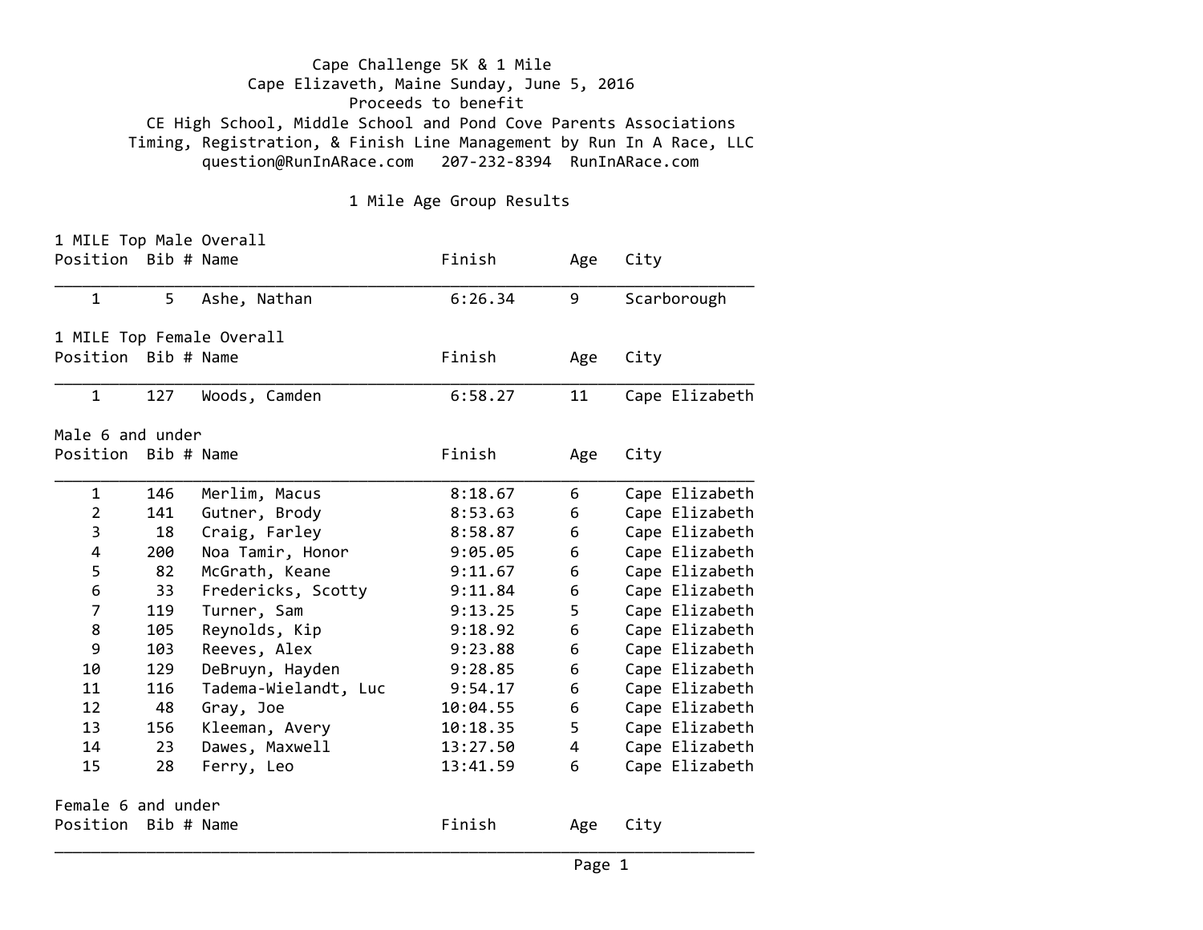Cape Challenge 5K & 1 Mile
Cape Elizaveth, Maine Sunday, June 5, 2016
Proceeds to benefit
CE High School, Middle School and Pond Cove Parents Associations
Timing, Registration, & Finish Line Management by Run In A Race, LLC
question@RunInARace.com   207-232-8394  RunInARace.com

## 1 Mile Age Group Results

### 1 MILE Top Male Overall

| Position | Bib # | Name | Finish | Age | City |
|---|---|---|---|---|---|
| 1 | 5 | Ashe, Nathan | 6:26.34 | 9 | Scarborough |

### 1 MILE Top Female Overall

| Position | Bib # | Name | Finish | Age | City |
|---|---|---|---|---|---|
| 1 | 127 | Woods, Camden | 6:58.27 | 11 | Cape Elizabeth |

### Male 6 and under

| Position | Bib # | Name | Finish | Age | City |
|---|---|---|---|---|---|
| 1 | 146 | Merlim, Macus | 8:18.67 | 6 | Cape Elizabeth |
| 2 | 141 | Gutner, Brody | 8:53.63 | 6 | Cape Elizabeth |
| 3 | 18 | Craig, Farley | 8:58.87 | 6 | Cape Elizabeth |
| 4 | 200 | Noa Tamir, Honor | 9:05.05 | 6 | Cape Elizabeth |
| 5 | 82 | McGrath, Keane | 9:11.67 | 6 | Cape Elizabeth |
| 6 | 33 | Fredericks, Scotty | 9:11.84 | 6 | Cape Elizabeth |
| 7 | 119 | Turner, Sam | 9:13.25 | 5 | Cape Elizabeth |
| 8 | 105 | Reynolds, Kip | 9:18.92 | 6 | Cape Elizabeth |
| 9 | 103 | Reeves, Alex | 9:23.88 | 6 | Cape Elizabeth |
| 10 | 129 | DeBruyn, Hayden | 9:28.85 | 6 | Cape Elizabeth |
| 11 | 116 | Tadema-Wielandt, Luc | 9:54.17 | 6 | Cape Elizabeth |
| 12 | 48 | Gray, Joe | 10:04.55 | 6 | Cape Elizabeth |
| 13 | 156 | Kleeman, Avery | 10:18.35 | 5 | Cape Elizabeth |
| 14 | 23 | Dawes, Maxwell | 13:27.50 | 4 | Cape Elizabeth |
| 15 | 28 | Ferry, Leo | 13:41.59 | 6 | Cape Elizabeth |

### Female 6 and under

| Position | Bib # | Name | Finish | Age | City |
|---|---|---|---|---|---|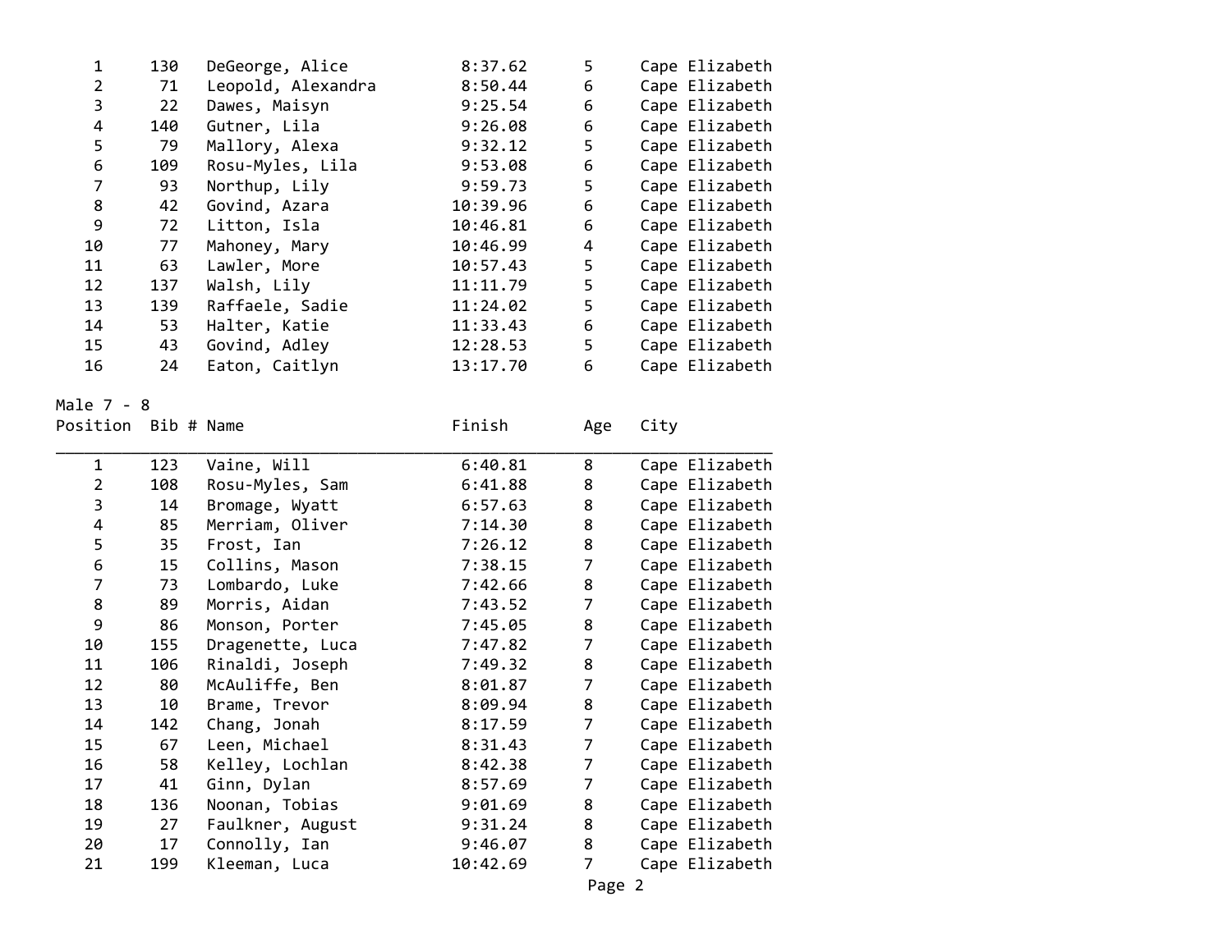| Position | Bib # | Name | Finish | Age | City |
|---|---|---|---|---|---|
| 1 | 130 | DeGeorge, Alice | 8:37.62 | 5 | Cape Elizabeth |
| 2 | 71 | Leopold, Alexandra | 8:50.44 | 6 | Cape Elizabeth |
| 3 | 22 | Dawes, Maisyn | 9:25.54 | 6 | Cape Elizabeth |
| 4 | 140 | Gutner, Lila | 9:26.08 | 6 | Cape Elizabeth |
| 5 | 79 | Mallory, Alexa | 9:32.12 | 5 | Cape Elizabeth |
| 6 | 109 | Rosu-Myles, Lila | 9:53.08 | 6 | Cape Elizabeth |
| 7 | 93 | Northup, Lily | 9:59.73 | 5 | Cape Elizabeth |
| 8 | 42 | Govind, Azara | 10:39.96 | 6 | Cape Elizabeth |
| 9 | 72 | Litton, Isla | 10:46.81 | 6 | Cape Elizabeth |
| 10 | 77 | Mahoney, Mary | 10:46.99 | 4 | Cape Elizabeth |
| 11 | 63 | Lawler, More | 10:57.43 | 5 | Cape Elizabeth |
| 12 | 137 | Walsh, Lily | 11:11.79 | 5 | Cape Elizabeth |
| 13 | 139 | Raffaele, Sadie | 11:24.02 | 5 | Cape Elizabeth |
| 14 | 53 | Halter, Katie | 11:33.43 | 6 | Cape Elizabeth |
| 15 | 43 | Govind, Adley | 12:28.53 | 5 | Cape Elizabeth |
| 16 | 24 | Eaton, Caitlyn | 13:17.70 | 6 | Cape Elizabeth |

Male 7 - 8

| Position | Bib # | Name | Finish | Age | City |
|---|---|---|---|---|---|
| 1 | 123 | Vaine, Will | 6:40.81 | 8 | Cape Elizabeth |
| 2 | 108 | Rosu-Myles, Sam | 6:41.88 | 8 | Cape Elizabeth |
| 3 | 14 | Bromage, Wyatt | 6:57.63 | 8 | Cape Elizabeth |
| 4 | 85 | Merriam, Oliver | 7:14.30 | 8 | Cape Elizabeth |
| 5 | 35 | Frost, Ian | 7:26.12 | 8 | Cape Elizabeth |
| 6 | 15 | Collins, Mason | 7:38.15 | 7 | Cape Elizabeth |
| 7 | 73 | Lombardo, Luke | 7:42.66 | 8 | Cape Elizabeth |
| 8 | 89 | Morris, Aidan | 7:43.52 | 7 | Cape Elizabeth |
| 9 | 86 | Monson, Porter | 7:45.05 | 8 | Cape Elizabeth |
| 10 | 155 | Dragenette, Luca | 7:47.82 | 7 | Cape Elizabeth |
| 11 | 106 | Rinaldi, Joseph | 7:49.32 | 8 | Cape Elizabeth |
| 12 | 80 | McAuliffe, Ben | 8:01.87 | 7 | Cape Elizabeth |
| 13 | 10 | Brame, Trevor | 8:09.94 | 8 | Cape Elizabeth |
| 14 | 142 | Chang, Jonah | 8:17.59 | 7 | Cape Elizabeth |
| 15 | 67 | Leen, Michael | 8:31.43 | 7 | Cape Elizabeth |
| 16 | 58 | Kelley, Lochlan | 8:42.38 | 7 | Cape Elizabeth |
| 17 | 41 | Ginn, Dylan | 8:57.69 | 7 | Cape Elizabeth |
| 18 | 136 | Noonan, Tobias | 9:01.69 | 8 | Cape Elizabeth |
| 19 | 27 | Faulkner, August | 9:31.24 | 8 | Cape Elizabeth |
| 20 | 17 | Connolly, Ian | 9:46.07 | 8 | Cape Elizabeth |
| 21 | 199 | Kleeman, Luca | 10:42.69 | 7 | Cape Elizabeth |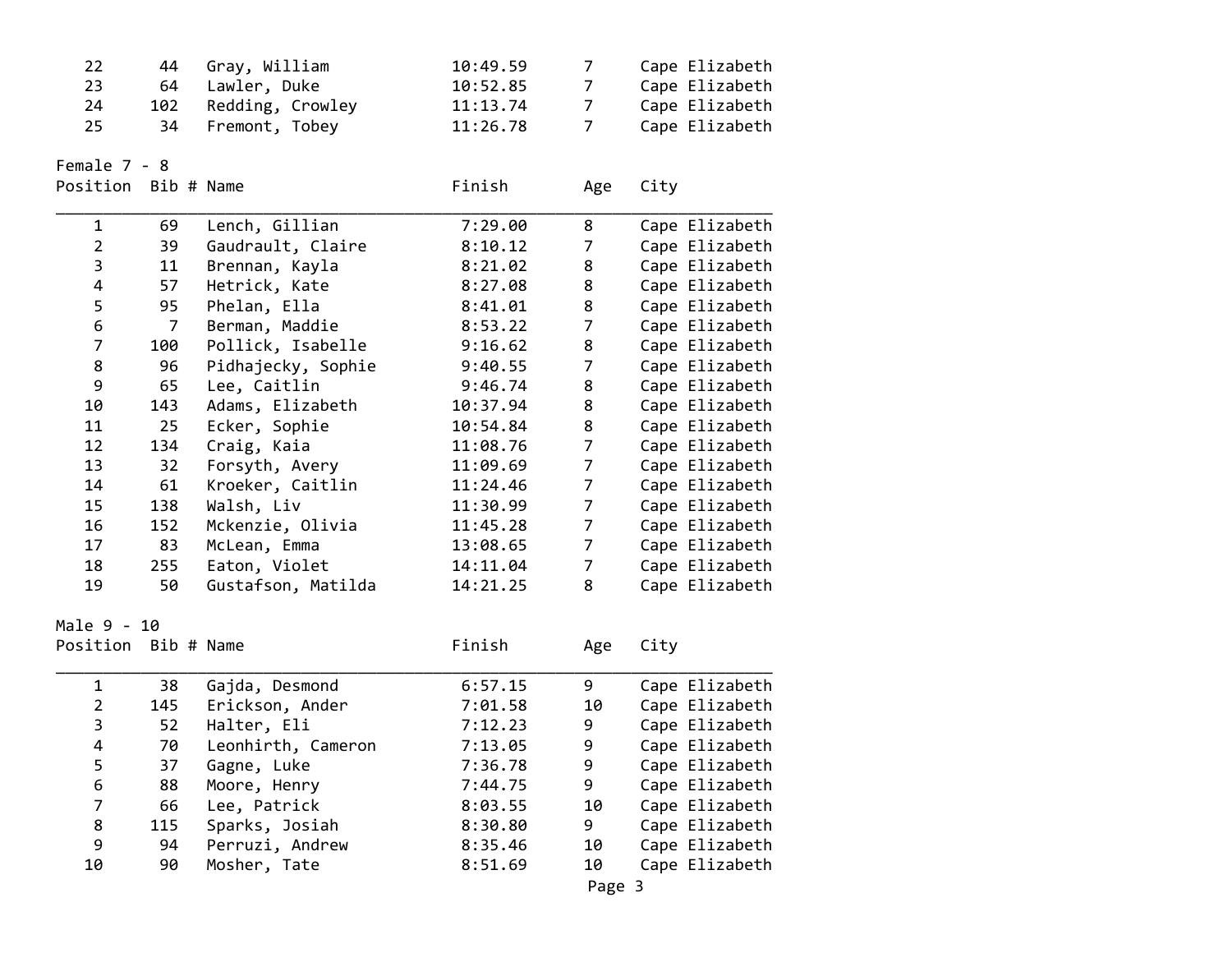| Position | Bib # | Name | Finish | Age | City |
|---|---|---|---|---|---|
| 22 | 44 | Gray, William | 10:49.59 | 7 | Cape Elizabeth |
| 23 | 64 | Lawler, Duke | 10:52.85 | 7 | Cape Elizabeth |
| 24 | 102 | Redding, Crowley | 11:13.74 | 7 | Cape Elizabeth |
| 25 | 34 | Fremont, Tobey | 11:26.78 | 7 | Cape Elizabeth |

Female 7 - 8

| Position | Bib # | Name | Finish | Age | City |
|---|---|---|---|---|---|
| 1 | 69 | Lench, Gillian | 7:29.00 | 8 | Cape Elizabeth |
| 2 | 39 | Gaudrault, Claire | 8:10.12 | 7 | Cape Elizabeth |
| 3 | 11 | Brennan, Kayla | 8:21.02 | 8 | Cape Elizabeth |
| 4 | 57 | Hetrick, Kate | 8:27.08 | 8 | Cape Elizabeth |
| 5 | 95 | Phelan, Ella | 8:41.01 | 8 | Cape Elizabeth |
| 6 | 7 | Berman, Maddie | 8:53.22 | 7 | Cape Elizabeth |
| 7 | 100 | Pollick, Isabelle | 9:16.62 | 8 | Cape Elizabeth |
| 8 | 96 | Pidhajecky, Sophie | 9:40.55 | 7 | Cape Elizabeth |
| 9 | 65 | Lee, Caitlin | 9:46.74 | 8 | Cape Elizabeth |
| 10 | 143 | Adams, Elizabeth | 10:37.94 | 8 | Cape Elizabeth |
| 11 | 25 | Ecker, Sophie | 10:54.84 | 8 | Cape Elizabeth |
| 12 | 134 | Craig, Kaia | 11:08.76 | 7 | Cape Elizabeth |
| 13 | 32 | Forsyth, Avery | 11:09.69 | 7 | Cape Elizabeth |
| 14 | 61 | Kroeker, Caitlin | 11:24.46 | 7 | Cape Elizabeth |
| 15 | 138 | Walsh, Liv | 11:30.99 | 7 | Cape Elizabeth |
| 16 | 152 | Mckenzie, Olivia | 11:45.28 | 7 | Cape Elizabeth |
| 17 | 83 | McLean, Emma | 13:08.65 | 7 | Cape Elizabeth |
| 18 | 255 | Eaton, Violet | 14:11.04 | 7 | Cape Elizabeth |
| 19 | 50 | Gustafson, Matilda | 14:21.25 | 8 | Cape Elizabeth |

Male 9 - 10

| Position | Bib # | Name | Finish | Age | City |
|---|---|---|---|---|---|
| 1 | 38 | Gajda, Desmond | 6:57.15 | 9 | Cape Elizabeth |
| 2 | 145 | Erickson, Ander | 7:01.58 | 10 | Cape Elizabeth |
| 3 | 52 | Halter, Eli | 7:12.23 | 9 | Cape Elizabeth |
| 4 | 70 | Leonhirth, Cameron | 7:13.05 | 9 | Cape Elizabeth |
| 5 | 37 | Gagne, Luke | 7:36.78 | 9 | Cape Elizabeth |
| 6 | 88 | Moore, Henry | 7:44.75 | 9 | Cape Elizabeth |
| 7 | 66 | Lee, Patrick | 8:03.55 | 10 | Cape Elizabeth |
| 8 | 115 | Sparks, Josiah | 8:30.80 | 9 | Cape Elizabeth |
| 9 | 94 | Perruzi, Andrew | 8:35.46 | 10 | Cape Elizabeth |
| 10 | 90 | Mosher, Tate | 8:51.69 | 10 | Cape Elizabeth |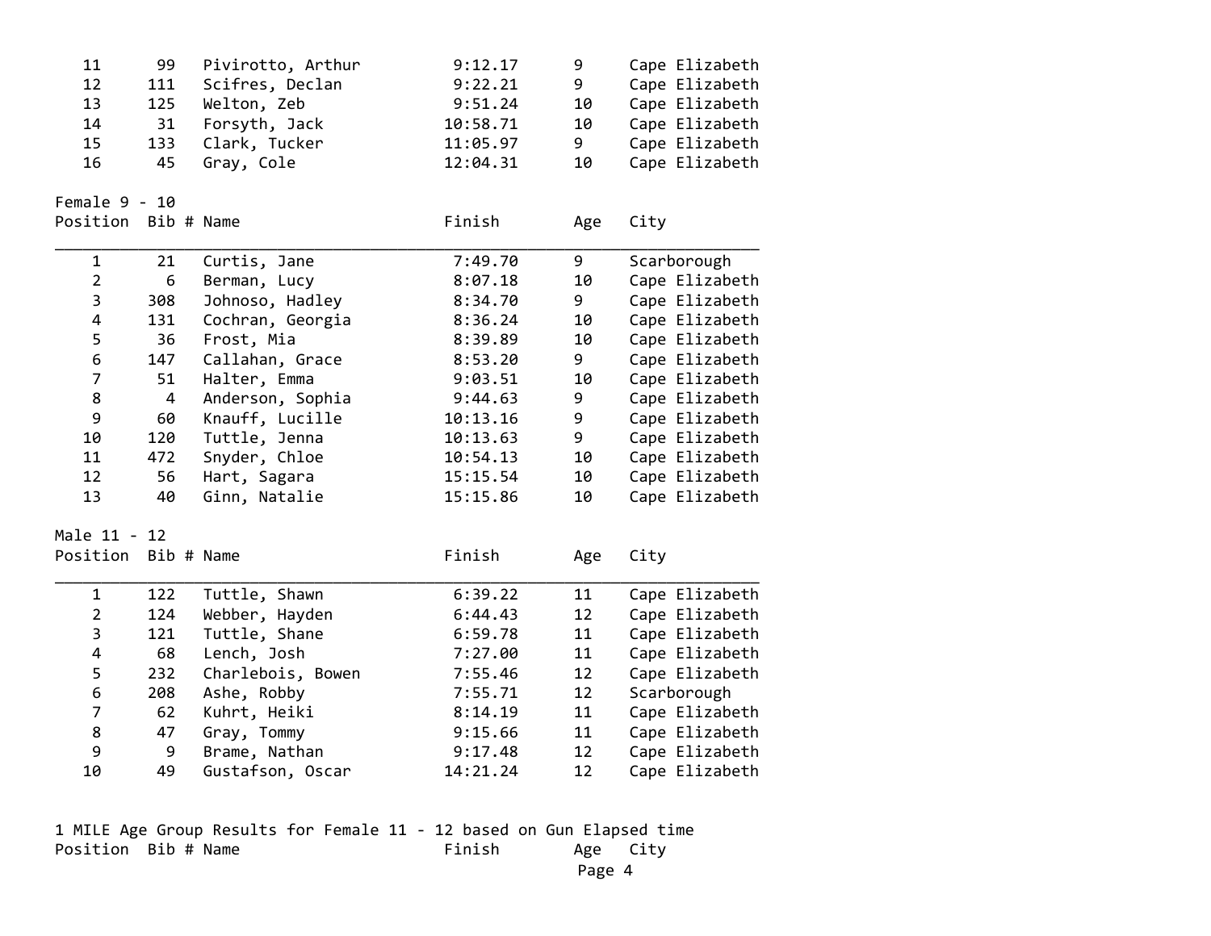| Position | Bib # | Name | Finish | Age | City |
|---|---|---|---|---|---|
| 11 | 99 | Pivirotto, Arthur | 9:12.17 | 9 | Cape Elizabeth |
| 12 | 111 | Scifres, Declan | 9:22.21 | 9 | Cape Elizabeth |
| 13 | 125 | Welton, Zeb | 9:51.24 | 10 | Cape Elizabeth |
| 14 | 31 | Forsyth, Jack | 10:58.71 | 10 | Cape Elizabeth |
| 15 | 133 | Clark, Tucker | 11:05.97 | 9 | Cape Elizabeth |
| 16 | 45 | Gray, Cole | 12:04.31 | 10 | Cape Elizabeth |

Female 9 - 10

| Position | Bib # | Name | Finish | Age | City |
|---|---|---|---|---|---|
| 1 | 21 | Curtis, Jane | 7:49.70 | 9 | Scarborough |
| 2 | 6 | Berman, Lucy | 8:07.18 | 10 | Cape Elizabeth |
| 3 | 308 | Johnoso, Hadley | 8:34.70 | 9 | Cape Elizabeth |
| 4 | 131 | Cochran, Georgia | 8:36.24 | 10 | Cape Elizabeth |
| 5 | 36 | Frost, Mia | 8:39.89 | 10 | Cape Elizabeth |
| 6 | 147 | Callahan, Grace | 8:53.20 | 9 | Cape Elizabeth |
| 7 | 51 | Halter, Emma | 9:03.51 | 10 | Cape Elizabeth |
| 8 | 4 | Anderson, Sophia | 9:44.63 | 9 | Cape Elizabeth |
| 9 | 60 | Knauff, Lucille | 10:13.16 | 9 | Cape Elizabeth |
| 10 | 120 | Tuttle, Jenna | 10:13.63 | 9 | Cape Elizabeth |
| 11 | 472 | Snyder, Chloe | 10:54.13 | 10 | Cape Elizabeth |
| 12 | 56 | Hart, Sagara | 15:15.54 | 10 | Cape Elizabeth |
| 13 | 40 | Ginn, Natalie | 15:15.86 | 10 | Cape Elizabeth |

Male 11 - 12

| Position | Bib # | Name | Finish | Age | City |
|---|---|---|---|---|---|
| 1 | 122 | Tuttle, Shawn | 6:39.22 | 11 | Cape Elizabeth |
| 2 | 124 | Webber, Hayden | 6:44.43 | 12 | Cape Elizabeth |
| 3 | 121 | Tuttle, Shane | 6:59.78 | 11 | Cape Elizabeth |
| 4 | 68 | Lench, Josh | 7:27.00 | 11 | Cape Elizabeth |
| 5 | 232 | Charlebois, Bowen | 7:55.46 | 12 | Cape Elizabeth |
| 6 | 208 | Ashe, Robby | 7:55.71 | 12 | Scarborough |
| 7 | 62 | Kuhrt, Heiki | 8:14.19 | 11 | Cape Elizabeth |
| 8 | 47 | Gray, Tommy | 9:15.66 | 11 | Cape Elizabeth |
| 9 | 9 | Brame, Nathan | 9:17.48 | 12 | Cape Elizabeth |
| 10 | 49 | Gustafson, Oscar | 14:21.24 | 12 | Cape Elizabeth |

1 MILE Age Group Results for Female 11 - 12 based on Gun Elapsed time

| Position | Bib # | Name | Finish | Age | City |
|---|---|---|---|---|---|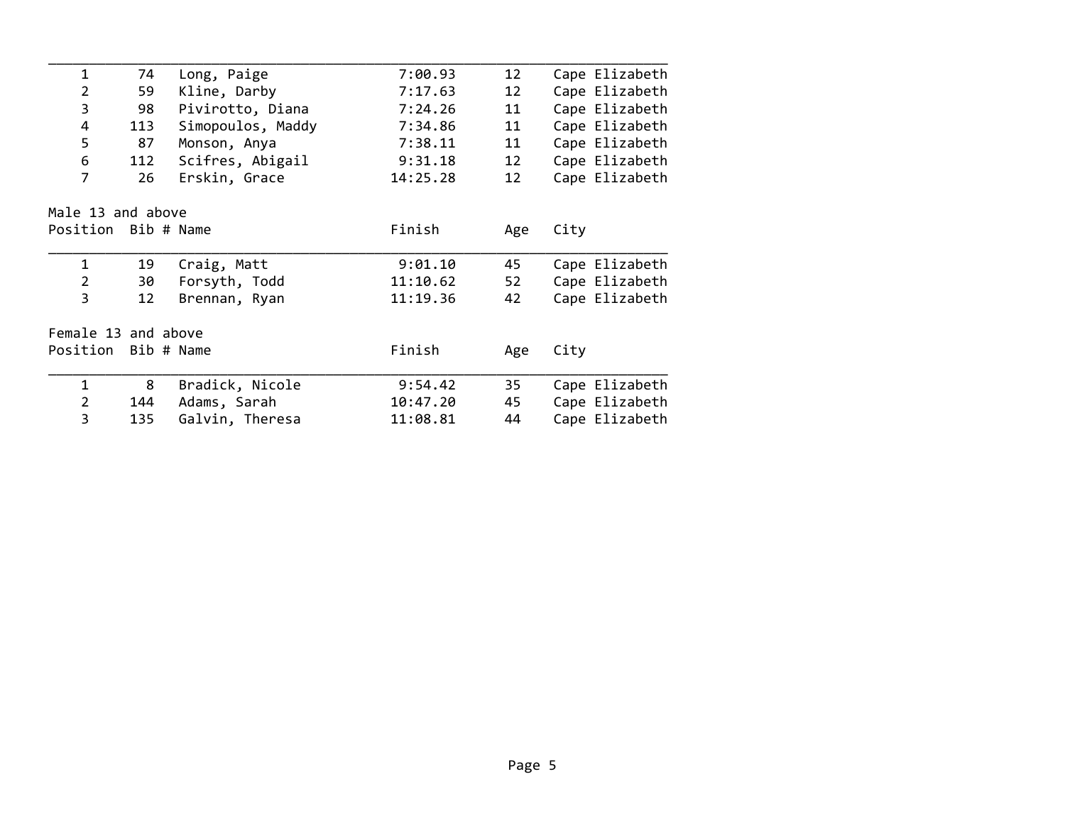| Position | Bib # | Name | Finish | Age | City |
|---|---|---|---|---|---|
| 1 | 74 | Long, Paige | 7:00.93 | 12 | Cape Elizabeth |
| 2 | 59 | Kline, Darby | 7:17.63 | 12 | Cape Elizabeth |
| 3 | 98 | Pivirotto, Diana | 7:24.26 | 11 | Cape Elizabeth |
| 4 | 113 | Simopoulos, Maddy | 7:34.86 | 11 | Cape Elizabeth |
| 5 | 87 | Monson, Anya | 7:38.11 | 11 | Cape Elizabeth |
| 6 | 112 | Scifres, Abigail | 9:31.18 | 12 | Cape Elizabeth |
| 7 | 26 | Erskin, Grace | 14:25.28 | 12 | Cape Elizabeth |

Male 13 and above

| Position | Bib # | Name | Finish | Age | City |
|---|---|---|---|---|---|
| 1 | 19 | Craig, Matt | 9:01.10 | 45 | Cape Elizabeth |
| 2 | 30 | Forsyth, Todd | 11:10.62 | 52 | Cape Elizabeth |
| 3 | 12 | Brennan, Ryan | 11:19.36 | 42 | Cape Elizabeth |

Female 13 and above

| Position | Bib # | Name | Finish | Age | City |
|---|---|---|---|---|---|
| 1 | 8 | Bradick, Nicole | 9:54.42 | 35 | Cape Elizabeth |
| 2 | 144 | Adams, Sarah | 10:47.20 | 45 | Cape Elizabeth |
| 3 | 135 | Galvin, Theresa | 11:08.81 | 44 | Cape Elizabeth |